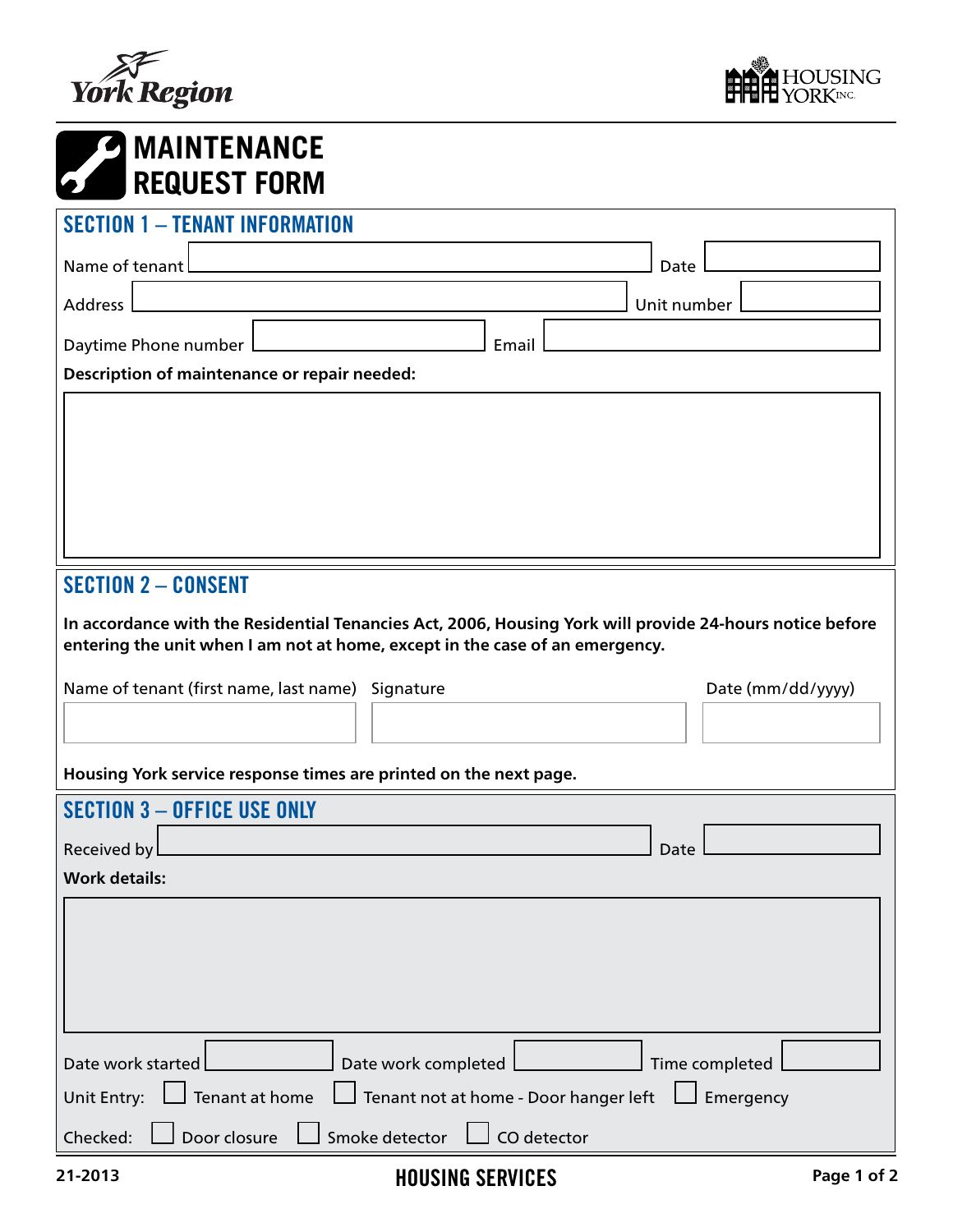York Region

HOUSING YORK INC.

# MAINTENANCE REQUEST FORM

## SECTION 1 – TENANT INFORMATION

Name of tenant ______________________ Date ____________

Address ______________________ Unit number ____________

Daytime Phone number ____________ Email ____________

**Description of maintenance or repair needed:**

&nbsp;

## SECTION 2 – CONSENT

**In accordance with the Residential Tenancies Act, 2006, Housing York will provide 24-hours notice before entering the unit when I am not at home, except in the case of an emergency.**

| Name of tenant (first name, last name) | Signature | Date (mm/dd/yyyy) |
|---|---|---|
| | | |

**Housing York service response times are printed on the next page.**

## SECTION 3 – OFFICE USE ONLY

Received by ______________________ Date ____________

**Work details:**

&nbsp;

Date work started ____________ Date work completed ____________ Time completed ____________

Unit Entry: ☐ Tenant at home ☐ Tenant not at home - Door hanger left ☐ Emergency

Checked: ☐ Door closure ☐ Smoke detector ☐ CO detector

21-2013

HOUSING SERVICES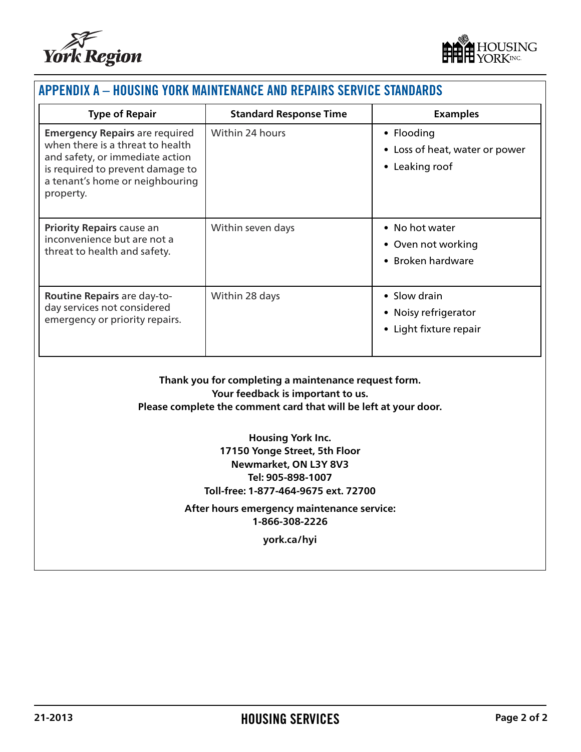## APPENDIX A – HOUSING YORK MAINTENANCE AND REPAIRS SERVICE STANDARDS

| Type of Repair | Standard Response Time | Examples |
|---|---|---|
| **Emergency Repairs** are required when there is a threat to health and safety, or immediate action is required to prevent damage to a tenant's home or neighbouring property. | Within 24 hours | • Flooding<br>• Loss of heat, water or power<br>• Leaking roof |
| **Priority Repairs** cause an inconvenience but are not a threat to health and safety. | Within seven days | • No hot water<br>• Oven not working<br>• Broken hardware |
| **Routine Repairs** are day-to-day services not considered emergency or priority repairs. | Within 28 days | • Slow drain<br>• Noisy refrigerator<br>• Light fixture repair |

**Thank you for completing a maintenance request form.**
**Your feedback is important to us.**
**Please complete the comment card that will be left at your door.**

**Housing York Inc.**
**17150 Yonge Street, 5th Floor**
**Newmarket, ON L3Y 8V3**
**Tel: 905-898-1007**
**Toll-free: 1-877-464-9675 ext. 72700**

**After hours emergency maintenance service:**
**1-866-308-2226**

**york.ca/hyi**

21-2013

HOUSING SERVICES